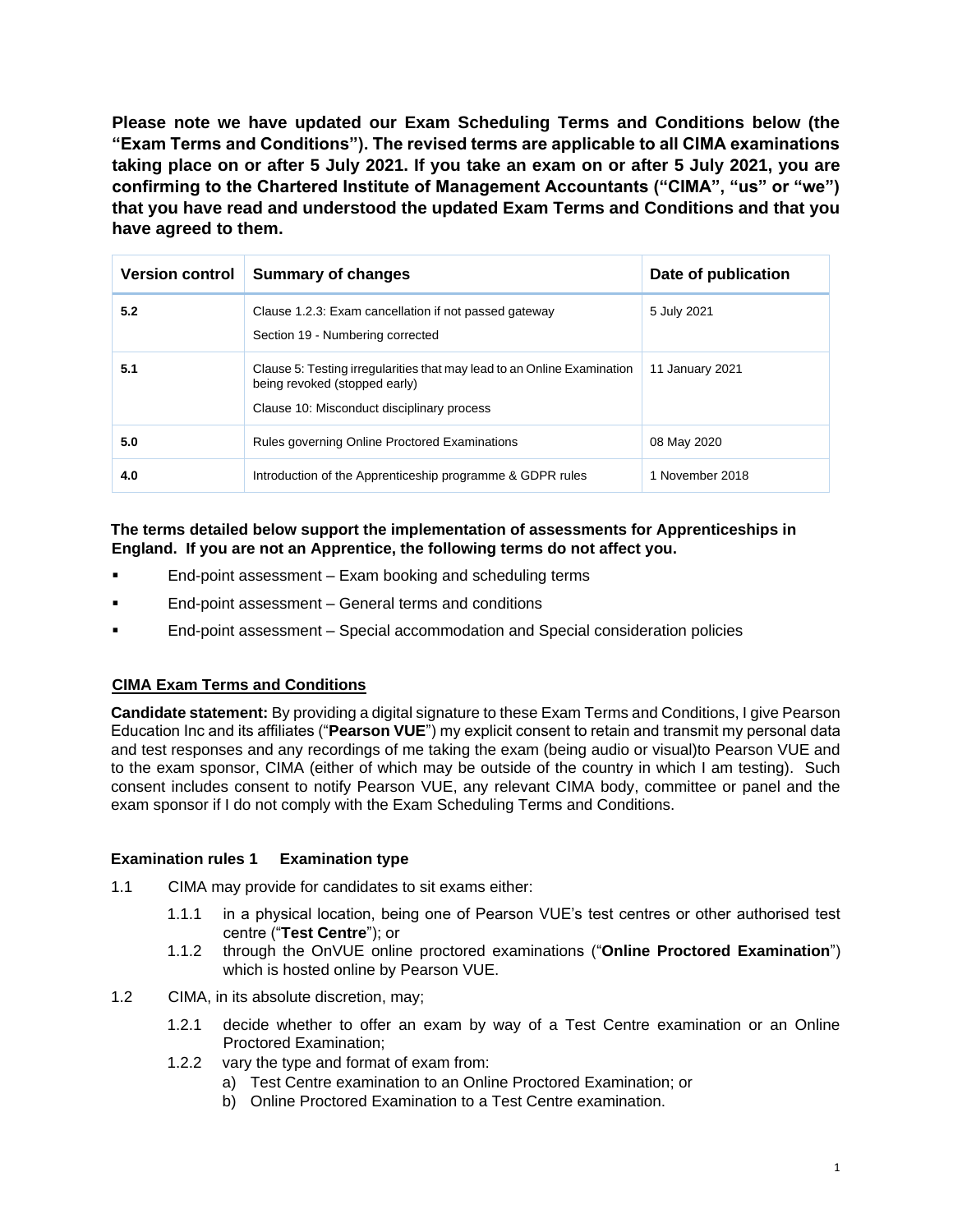**Please note we have updated our Exam Scheduling Terms and Conditions below (the "Exam Terms and Conditions"). The revised terms are applicable to all CIMA examinations taking place on or after 5 July 2021. If you take an exam on or after 5 July 2021, you are confirming to the Chartered Institute of Management Accountants ("CIMA", "us" or "we") that you have read and understood the updated Exam Terms and Conditions and that you have agreed to them.**

| Version control | Summary of changes | Date of publication |
|---|---|---|
| **5.2** | Clause 1.2.3: Exam cancellation if not passed gateway<br>Section 19 - Numbering corrected | 5 July 2021 |
| **5.1** | Clause 5: Testing irregularities that may lead to an Online Examination being revoked (stopped early)<br>Clause 10: Misconduct disciplinary process | 11 January 2021 |
| **5.0** | Rules governing Online Proctored Examinations | 08 May 2020 |
| **4.0** | Introduction of the Apprenticeship programme & GDPR rules | 1 November 2018 |

**The terms detailed below support the implementation of assessments for Apprenticeships in England. If you are not an Apprentice, the following terms do not affect you.**

- End-point assessment – Exam booking and scheduling terms
- End-point assessment – General terms and conditions
- End-point assessment – Special accommodation and Special consideration policies

## CIMA Exam Terms and Conditions

**Candidate statement:** By providing a digital signature to these Exam Terms and Conditions, I give Pearson Education Inc and its affiliates ("**Pearson VUE**") my explicit consent to retain and transmit my personal data and test responses and any recordings of me taking the exam (being audio or visual)to Pearson VUE and to the exam sponsor, CIMA (either of which may be outside of the country in which I am testing). Such consent includes consent to notify Pearson VUE, any relevant CIMA body, committee or panel and the exam sponsor if I do not comply with the Exam Scheduling Terms and Conditions.

### Examination rules 1 Examination type

1.1 CIMA may provide for candidates to sit exams either:

- 1.1.1 in a physical location, being one of Pearson VUE's test centres or other authorised test centre ("**Test Centre**"); or
- 1.1.2 through the OnVUE online proctored examinations ("**Online Proctored Examination**") which is hosted online by Pearson VUE.

1.2 CIMA, in its absolute discretion, may;

- 1.2.1 decide whether to offer an exam by way of a Test Centre examination or an Online Proctored Examination;
- 1.2.2 vary the type and format of exam from:
  - a) Test Centre examination to an Online Proctored Examination; or
  - b) Online Proctored Examination to a Test Centre examination.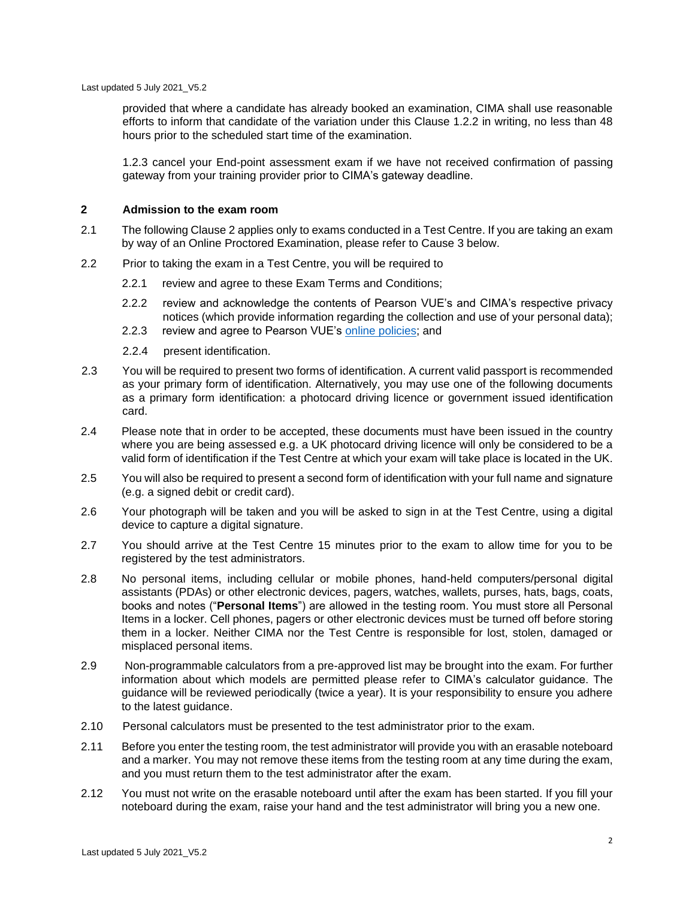provided that where a candidate has already booked an examination, CIMA shall use reasonable efforts to inform that candidate of the variation under this Clause 1.2.2 in writing, no less than 48 hours prior to the scheduled start time of the examination.

1.2.3 cancel your End-point assessment exam if we have not received confirmation of passing gateway from your training provider prior to CIMA's gateway deadline.

## 2 Admission to the exam room

2.1 The following Clause 2 applies only to exams conducted in a Test Centre. If you are taking an exam by way of an Online Proctored Examination, please refer to Cause 3 below.

2.2 Prior to taking the exam in a Test Centre, you will be required to

2.2.1 review and agree to these Exam Terms and Conditions;

2.2.2 review and acknowledge the contents of Pearson VUE's and CIMA's respective privacy notices (which provide information regarding the collection and use of your personal data);

2.2.3 review and agree to Pearson VUE's online policies; and

2.2.4 present identification.

2.3 You will be required to present two forms of identification. A current valid passport is recommended as your primary form of identification. Alternatively, you may use one of the following documents as a primary form identification: a photocard driving licence or government issued identification card.

2.4 Please note that in order to be accepted, these documents must have been issued in the country where you are being assessed e.g. a UK photocard driving licence will only be considered to be a valid form of identification if the Test Centre at which your exam will take place is located in the UK.

2.5 You will also be required to present a second form of identification with your full name and signature (e.g. a signed debit or credit card).

2.6 Your photograph will be taken and you will be asked to sign in at the Test Centre, using a digital device to capture a digital signature.

2.7 You should arrive at the Test Centre 15 minutes prior to the exam to allow time for you to be registered by the test administrators.

2.8 No personal items, including cellular or mobile phones, hand-held computers/personal digital assistants (PDAs) or other electronic devices, pagers, watches, wallets, purses, hats, bags, coats, books and notes ("**Personal Items**") are allowed in the testing room. You must store all Personal Items in a locker. Cell phones, pagers or other electronic devices must be turned off before storing them in a locker. Neither CIMA nor the Test Centre is responsible for lost, stolen, damaged or misplaced personal items.

2.9 Non-programmable calculators from a pre-approved list may be brought into the exam. For further information about which models are permitted please refer to CIMA's calculator guidance. The guidance will be reviewed periodically (twice a year). It is your responsibility to ensure you adhere to the latest guidance.

2.10 Personal calculators must be presented to the test administrator prior to the exam.

2.11 Before you enter the testing room, the test administrator will provide you with an erasable noteboard and a marker. You may not remove these items from the testing room at any time during the exam, and you must return them to the test administrator after the exam.

2.12 You must not write on the erasable noteboard until after the exam has been started. If you fill your noteboard during the exam, raise your hand and the test administrator will bring you a new one.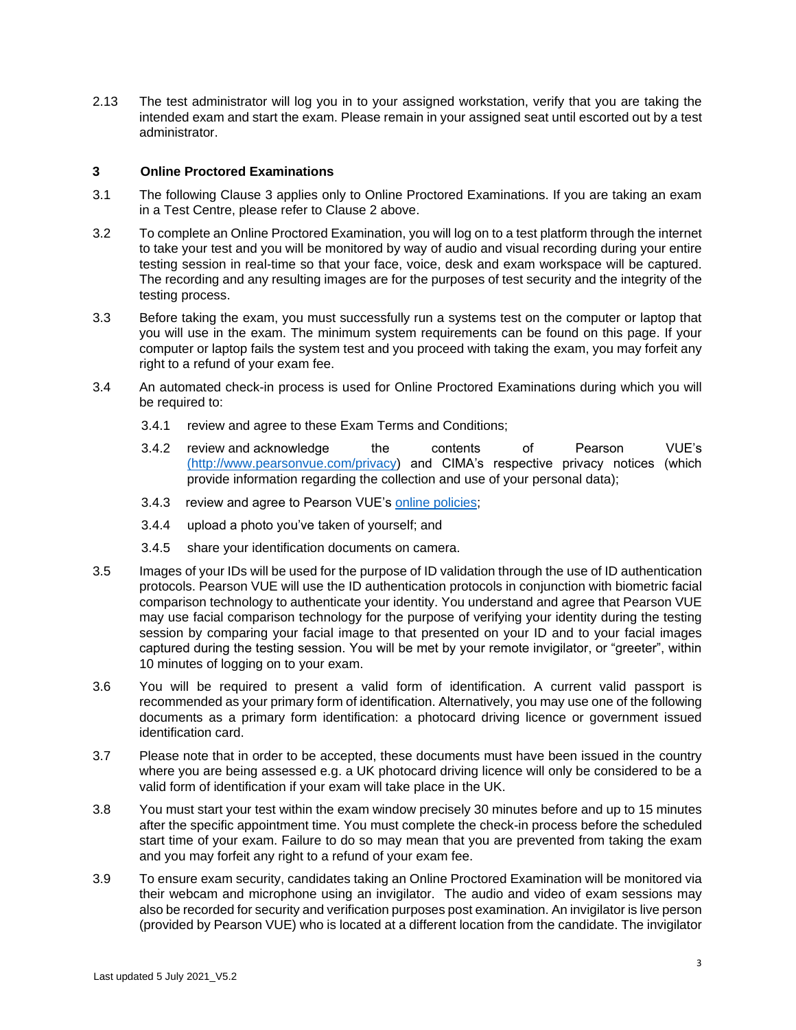2.13 The test administrator will log you in to your assigned workstation, verify that you are taking the intended exam and start the exam. Please remain in your assigned seat until escorted out by a test administrator.

## 3 Online Proctored Examinations

3.1 The following Clause 3 applies only to Online Proctored Examinations. If you are taking an exam in a Test Centre, please refer to Clause 2 above.

3.2 To complete an Online Proctored Examination, you will log on to a test platform through the internet to take your test and you will be monitored by way of audio and visual recording during your entire testing session in real-time so that your face, voice, desk and exam workspace will be captured. The recording and any resulting images are for the purposes of test security and the integrity of the testing process.

3.3 Before taking the exam, you must successfully run a systems test on the computer or laptop that you will use in the exam. The minimum system requirements can be found on this page. If your computer or laptop fails the system test and you proceed with taking the exam, you may forfeit any right to a refund of your exam fee.

3.4 An automated check-in process is used for Online Proctored Examinations during which you will be required to:

- 3.4.1 review and agree to these Exam Terms and Conditions;
- 3.4.2 review and acknowledge the contents of Pearson VUE's (http://www.pearsonvue.com/privacy) and CIMA's respective privacy notices (which provide information regarding the collection and use of your personal data);
- 3.4.3 review and agree to Pearson VUE's online policies;
- 3.4.4 upload a photo you've taken of yourself; and
- 3.4.5 share your identification documents on camera.

3.5 Images of your IDs will be used for the purpose of ID validation through the use of ID authentication protocols. Pearson VUE will use the ID authentication protocols in conjunction with biometric facial comparison technology to authenticate your identity. You understand and agree that Pearson VUE may use facial comparison technology for the purpose of verifying your identity during the testing session by comparing your facial image to that presented on your ID and to your facial images captured during the testing session. You will be met by your remote invigilator, or "greeter", within 10 minutes of logging on to your exam.

3.6 You will be required to present a valid form of identification. A current valid passport is recommended as your primary form of identification. Alternatively, you may use one of the following documents as a primary form identification: a photocard driving licence or government issued identification card.

3.7 Please note that in order to be accepted, these documents must have been issued in the country where you are being assessed e.g. a UK photocard driving licence will only be considered to be a valid form of identification if your exam will take place in the UK.

3.8 You must start your test within the exam window precisely 30 minutes before and up to 15 minutes after the specific appointment time. You must complete the check-in process before the scheduled start time of your exam. Failure to do so may mean that you are prevented from taking the exam and you may forfeit any right to a refund of your exam fee.

3.9 To ensure exam security, candidates taking an Online Proctored Examination will be monitored via their webcam and microphone using an invigilator. The audio and video of exam sessions may also be recorded for security and verification purposes post examination. An invigilator is live person (provided by Pearson VUE) who is located at a different location from the candidate. The invigilator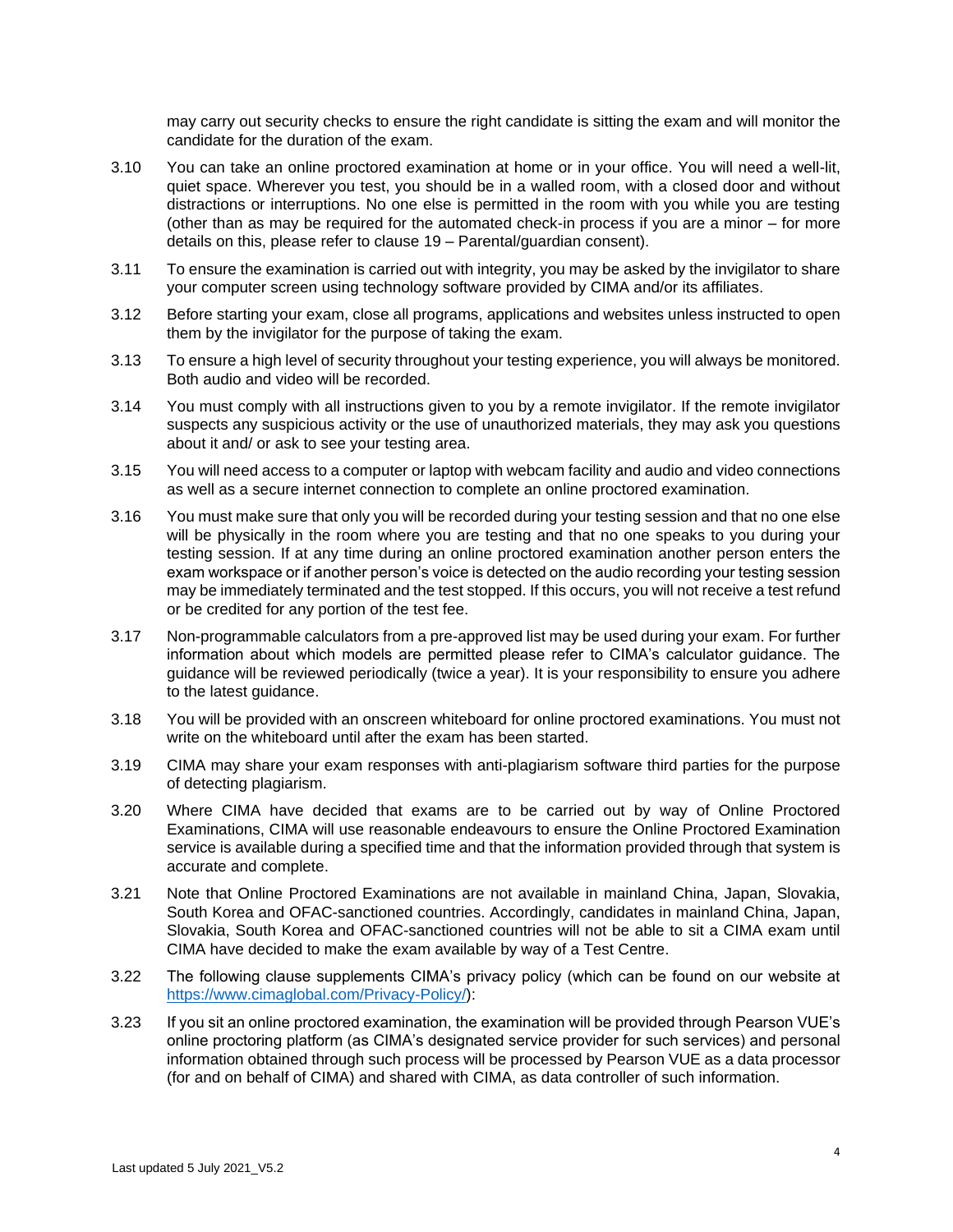may carry out security checks to ensure the right candidate is sitting the exam and will monitor the candidate for the duration of the exam.

3.10 You can take an online proctored examination at home or in your office. You will need a well-lit, quiet space. Wherever you test, you should be in a walled room, with a closed door and without distractions or interruptions. No one else is permitted in the room with you while you are testing (other than as may be required for the automated check-in process if you are a minor – for more details on this, please refer to clause 19 – Parental/guardian consent).

3.11 To ensure the examination is carried out with integrity, you may be asked by the invigilator to share your computer screen using technology software provided by CIMA and/or its affiliates.

3.12 Before starting your exam, close all programs, applications and websites unless instructed to open them by the invigilator for the purpose of taking the exam.

3.13 To ensure a high level of security throughout your testing experience, you will always be monitored. Both audio and video will be recorded.

3.14 You must comply with all instructions given to you by a remote invigilator. If the remote invigilator suspects any suspicious activity or the use of unauthorized materials, they may ask you questions about it and/ or ask to see your testing area.

3.15 You will need access to a computer or laptop with webcam facility and audio and video connections as well as a secure internet connection to complete an online proctored examination.

3.16 You must make sure that only you will be recorded during your testing session and that no one else will be physically in the room where you are testing and that no one speaks to you during your testing session. If at any time during an online proctored examination another person enters the exam workspace or if another person's voice is detected on the audio recording your testing session may be immediately terminated and the test stopped. If this occurs, you will not receive a test refund or be credited for any portion of the test fee.

3.17 Non-programmable calculators from a pre-approved list may be used during your exam. For further information about which models are permitted please refer to CIMA's calculator guidance. The guidance will be reviewed periodically (twice a year). It is your responsibility to ensure you adhere to the latest guidance.

3.18 You will be provided with an onscreen whiteboard for online proctored examinations. You must not write on the whiteboard until after the exam has been started.

3.19 CIMA may share your exam responses with anti-plagiarism software third parties for the purpose of detecting plagiarism.

3.20 Where CIMA have decided that exams are to be carried out by way of Online Proctored Examinations, CIMA will use reasonable endeavours to ensure the Online Proctored Examination service is available during a specified time and that the information provided through that system is accurate and complete.

3.21 Note that Online Proctored Examinations are not available in mainland China, Japan, Slovakia, South Korea and OFAC-sanctioned countries. Accordingly, candidates in mainland China, Japan, Slovakia, South Korea and OFAC-sanctioned countries will not be able to sit a CIMA exam until CIMA have decided to make the exam available by way of a Test Centre.

3.22 The following clause supplements CIMA's privacy policy (which can be found on our website at https://www.cimaglobal.com/Privacy-Policy/):

3.23 If you sit an online proctored examination, the examination will be provided through Pearson VUE's online proctoring platform (as CIMA's designated service provider for such services) and personal information obtained through such process will be processed by Pearson VUE as a data processor (for and on behalf of CIMA) and shared with CIMA, as data controller of such information.

Last updated 5 July 2021_V5.2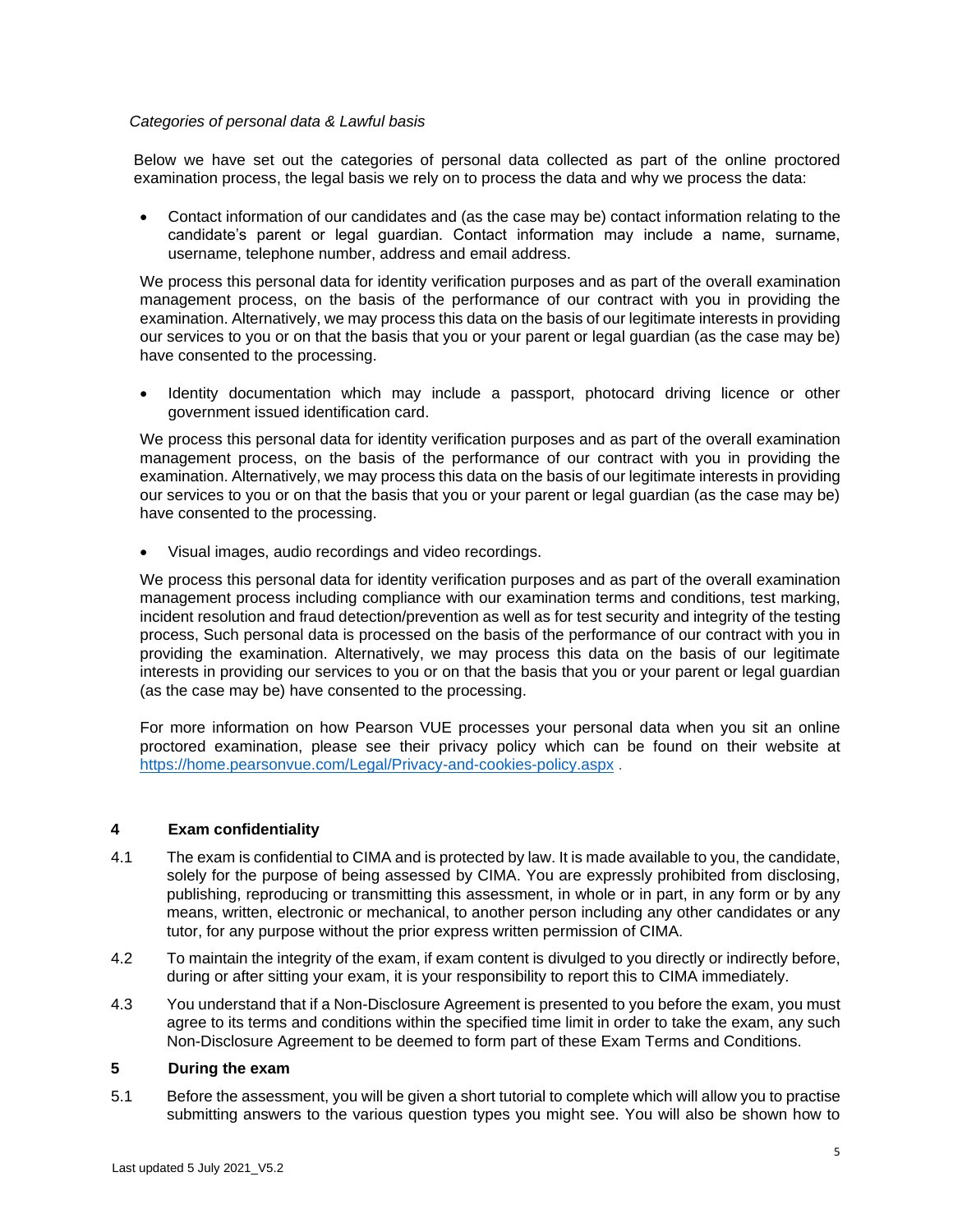*Categories of personal data & Lawful basis*

Below we have set out the categories of personal data collected as part of the online proctored examination process, the legal basis we rely on to process the data and why we process the data:

- Contact information of our candidates and (as the case may be) contact information relating to the candidate's parent or legal guardian. Contact information may include a name, surname, username, telephone number, address and email address.

We process this personal data for identity verification purposes and as part of the overall examination management process, on the basis of the performance of our contract with you in providing the examination. Alternatively, we may process this data on the basis of our legitimate interests in providing our services to you or on that the basis that you or your parent or legal guardian (as the case may be) have consented to the processing.

- Identity documentation which may include a passport, photocard driving licence or other government issued identification card.

We process this personal data for identity verification purposes and as part of the overall examination management process, on the basis of the performance of our contract with you in providing the examination. Alternatively, we may process this data on the basis of our legitimate interests in providing our services to you or on that the basis that you or your parent or legal guardian (as the case may be) have consented to the processing.

- Visual images, audio recordings and video recordings.

We process this personal data for identity verification purposes and as part of the overall examination management process including compliance with our examination terms and conditions, test marking, incident resolution and fraud detection/prevention as well as for test security and integrity of the testing process, Such personal data is processed on the basis of the performance of our contract with you in providing the examination. Alternatively, we may process this data on the basis of our legitimate interests in providing our services to you or on that the basis that you or your parent or legal guardian (as the case may be) have consented to the processing.

For more information on how Pearson VUE processes your personal data when you sit an online proctored examination, please see their privacy policy which can be found on their website at [https://home.pearsonvue.com/Legal/Privacy-and-cookies-policy.aspx](https://home.pearsonvue.com/Legal/Privacy-and-cookies-policy.aspx) .

## 4 Exam confidentiality

4.1 The exam is confidential to CIMA and is protected by law. It is made available to you, the candidate, solely for the purpose of being assessed by CIMA. You are expressly prohibited from disclosing, publishing, reproducing or transmitting this assessment, in whole or in part, in any form or by any means, written, electronic or mechanical, to another person including any other candidates or any tutor, for any purpose without the prior express written permission of CIMA.

4.2 To maintain the integrity of the exam, if exam content is divulged to you directly or indirectly before, during or after sitting your exam, it is your responsibility to report this to CIMA immediately.

4.3 You understand that if a Non-Disclosure Agreement is presented to you before the exam, you must agree to its terms and conditions within the specified time limit in order to take the exam, any such Non-Disclosure Agreement to be deemed to form part of these Exam Terms and Conditions.

## 5 During the exam

5.1 Before the assessment, you will be given a short tutorial to complete which will allow you to practise submitting answers to the various question types you might see. You will also be shown how to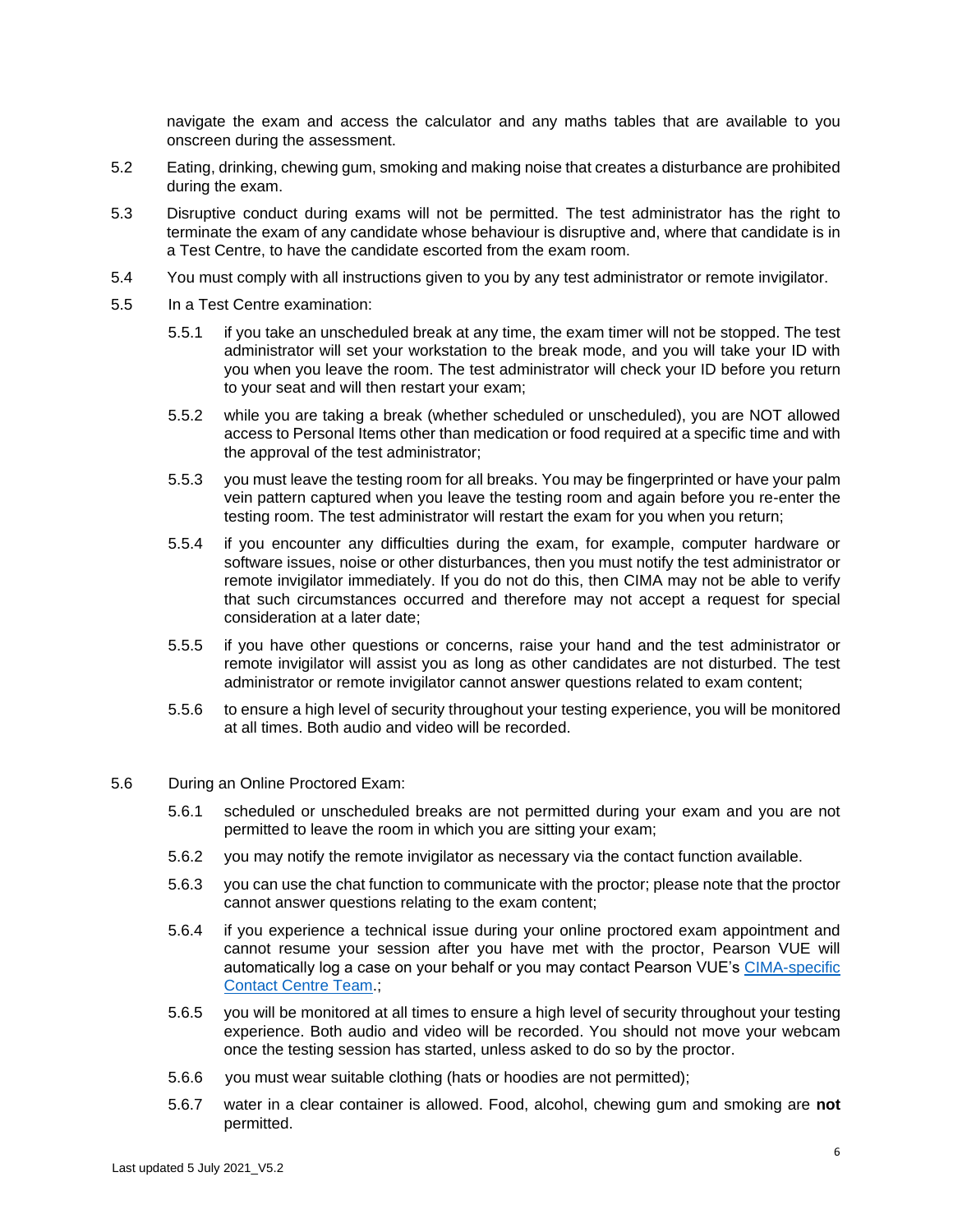navigate the exam and access the calculator and any maths tables that are available to you onscreen during the assessment.

5.2 Eating, drinking, chewing gum, smoking and making noise that creates a disturbance are prohibited during the exam.

5.3 Disruptive conduct during exams will not be permitted. The test administrator has the right to terminate the exam of any candidate whose behaviour is disruptive and, where that candidate is in a Test Centre, to have the candidate escorted from the exam room.

5.4 You must comply with all instructions given to you by any test administrator or remote invigilator.

5.5 In a Test Centre examination:

5.5.1 if you take an unscheduled break at any time, the exam timer will not be stopped. The test administrator will set your workstation to the break mode, and you will take your ID with you when you leave the room. The test administrator will check your ID before you return to your seat and will then restart your exam;

5.5.2 while you are taking a break (whether scheduled or unscheduled), you are NOT allowed access to Personal Items other than medication or food required at a specific time and with the approval of the test administrator;

5.5.3 you must leave the testing room for all breaks. You may be fingerprinted or have your palm vein pattern captured when you leave the testing room and again before you re-enter the testing room. The test administrator will restart the exam for you when you return;

5.5.4 if you encounter any difficulties during the exam, for example, computer hardware or software issues, noise or other disturbances, then you must notify the test administrator or remote invigilator immediately. If you do not do this, then CIMA may not be able to verify that such circumstances occurred and therefore may not accept a request for special consideration at a later date;

5.5.5 if you have other questions or concerns, raise your hand and the test administrator or remote invigilator will assist you as long as other candidates are not disturbed. The test administrator or remote invigilator cannot answer questions related to exam content;

5.5.6 to ensure a high level of security throughout your testing experience, you will be monitored at all times. Both audio and video will be recorded.

5.6 During an Online Proctored Exam:

5.6.1 scheduled or unscheduled breaks are not permitted during your exam and you are not permitted to leave the room in which you are sitting your exam;

5.6.2 you may notify the remote invigilator as necessary via the contact function available.

5.6.3 you can use the chat function to communicate with the proctor; please note that the proctor cannot answer questions relating to the exam content;

5.6.4 if you experience a technical issue during your online proctored exam appointment and cannot resume your session after you have met with the proctor, Pearson VUE will automatically log a case on your behalf or you may contact Pearson VUE's CIMA-specific Contact Centre Team.;

5.6.5 you will be monitored at all times to ensure a high level of security throughout your testing experience. Both audio and video will be recorded. You should not move your webcam once the testing session has started, unless asked to do so by the proctor.

5.6.6 you must wear suitable clothing (hats or hoodies are not permitted);

5.6.7 water in a clear container is allowed. Food, alcohol, chewing gum and smoking are **not** permitted.

Last updated 5 July 2021_V5.2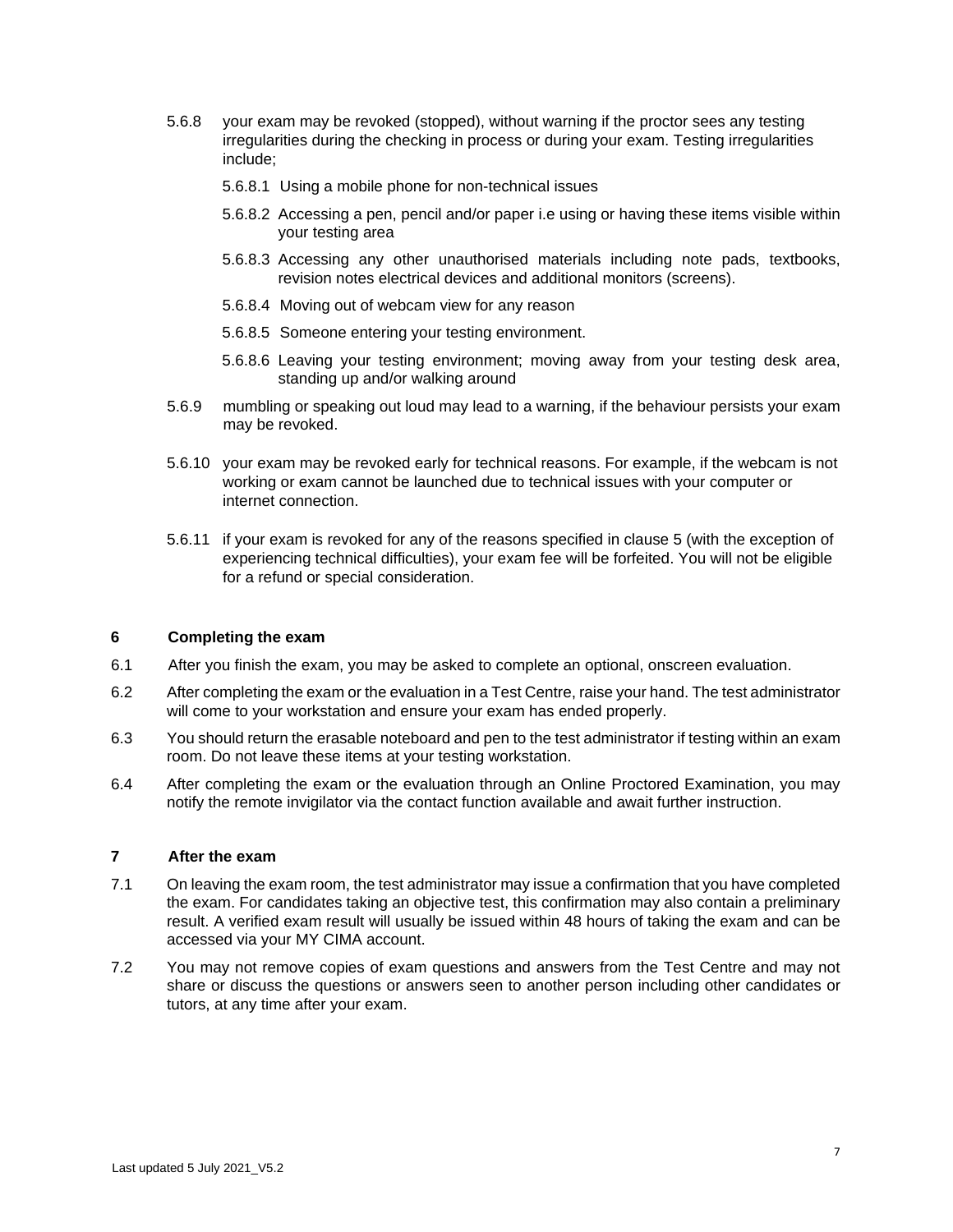5.6.8 your exam may be revoked (stopped), without warning if the proctor sees any testing irregularities during the checking in process or during your exam. Testing irregularities include;

5.6.8.1 Using a mobile phone for non-technical issues

5.6.8.2 Accessing a pen, pencil and/or paper i.e using or having these items visible within your testing area

5.6.8.3 Accessing any other unauthorised materials including note pads, textbooks, revision notes electrical devices and additional monitors (screens).

5.6.8.4 Moving out of webcam view for any reason

5.6.8.5 Someone entering your testing environment.

5.6.8.6 Leaving your testing environment; moving away from your testing desk area, standing up and/or walking around

5.6.9 mumbling or speaking out loud may lead to a warning, if the behaviour persists your exam may be revoked.

5.6.10 your exam may be revoked early for technical reasons. For example, if the webcam is not working or exam cannot be launched due to technical issues with your computer or internet connection.

5.6.11 if your exam is revoked for any of the reasons specified in clause 5 (with the exception of experiencing technical difficulties), your exam fee will be forfeited. You will not be eligible for a refund or special consideration.

## 6 Completing the exam

6.1 After you finish the exam, you may be asked to complete an optional, onscreen evaluation.

6.2 After completing the exam or the evaluation in a Test Centre, raise your hand. The test administrator will come to your workstation and ensure your exam has ended properly.

6.3 You should return the erasable noteboard and pen to the test administrator if testing within an exam room. Do not leave these items at your testing workstation.

6.4 After completing the exam or the evaluation through an Online Proctored Examination, you may notify the remote invigilator via the contact function available and await further instruction.

## 7 After the exam

7.1 On leaving the exam room, the test administrator may issue a confirmation that you have completed the exam. For candidates taking an objective test, this confirmation may also contain a preliminary result. A verified exam result will usually be issued within 48 hours of taking the exam and can be accessed via your MY CIMA account.

7.2 You may not remove copies of exam questions and answers from the Test Centre and may not share or discuss the questions or answers seen to another person including other candidates or tutors, at any time after your exam.

Last updated 5 July 2021_V5.2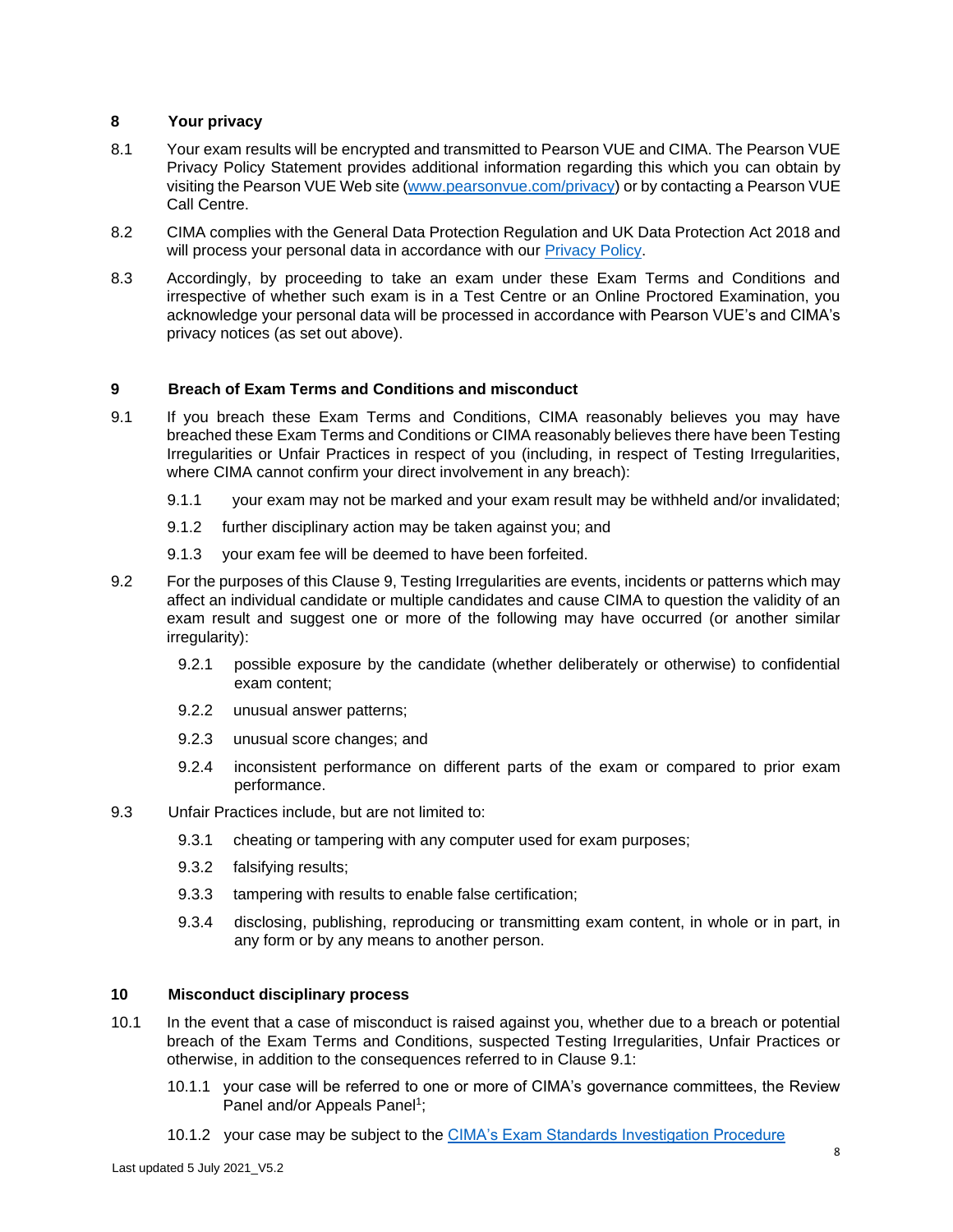## 8 Your privacy

8.1 Your exam results will be encrypted and transmitted to Pearson VUE and CIMA. The Pearson VUE Privacy Policy Statement provides additional information regarding this which you can obtain by visiting the Pearson VUE Web site (www.pearsonvue.com/privacy) or by contacting a Pearson VUE Call Centre.

8.2 CIMA complies with the General Data Protection Regulation and UK Data Protection Act 2018 and will process your personal data in accordance with our Privacy Policy.

8.3 Accordingly, by proceeding to take an exam under these Exam Terms and Conditions and irrespective of whether such exam is in a Test Centre or an Online Proctored Examination, you acknowledge your personal data will be processed in accordance with Pearson VUE's and CIMA's privacy notices (as set out above).

## 9 Breach of Exam Terms and Conditions and misconduct

9.1 If you breach these Exam Terms and Conditions, CIMA reasonably believes you may have breached these Exam Terms and Conditions or CIMA reasonably believes there have been Testing Irregularities or Unfair Practices in respect of you (including, in respect of Testing Irregularities, where CIMA cannot confirm your direct involvement in any breach):

- 9.1.1 your exam may not be marked and your exam result may be withheld and/or invalidated;
- 9.1.2 further disciplinary action may be taken against you; and
- 9.1.3 your exam fee will be deemed to have been forfeited.

9.2 For the purposes of this Clause 9, Testing Irregularities are events, incidents or patterns which may affect an individual candidate or multiple candidates and cause CIMA to question the validity of an exam result and suggest one or more of the following may have occurred (or another similar irregularity):

- 9.2.1 possible exposure by the candidate (whether deliberately or otherwise) to confidential exam content;
- 9.2.2 unusual answer patterns;
- 9.2.3 unusual score changes; and
- 9.2.4 inconsistent performance on different parts of the exam or compared to prior exam performance.

9.3 Unfair Practices include, but are not limited to:

- 9.3.1 cheating or tampering with any computer used for exam purposes;
- 9.3.2 falsifying results;
- 9.3.3 tampering with results to enable false certification;
- 9.3.4 disclosing, publishing, reproducing or transmitting exam content, in whole or in part, in any form or by any means to another person.

## 10 Misconduct disciplinary process

10.1 In the event that a case of misconduct is raised against you, whether due to a breach or potential breach of the Exam Terms and Conditions, suspected Testing Irregularities, Unfair Practices or otherwise, in addition to the consequences referred to in Clause 9.1:

- 10.1.1 your case will be referred to one or more of CIMA's governance committees, the Review Panel and/or Appeals Panel[1];
- 10.1.2 your case may be subject to the CIMA's Exam Standards Investigation Procedure

Last updated 5 July 2021_V5.2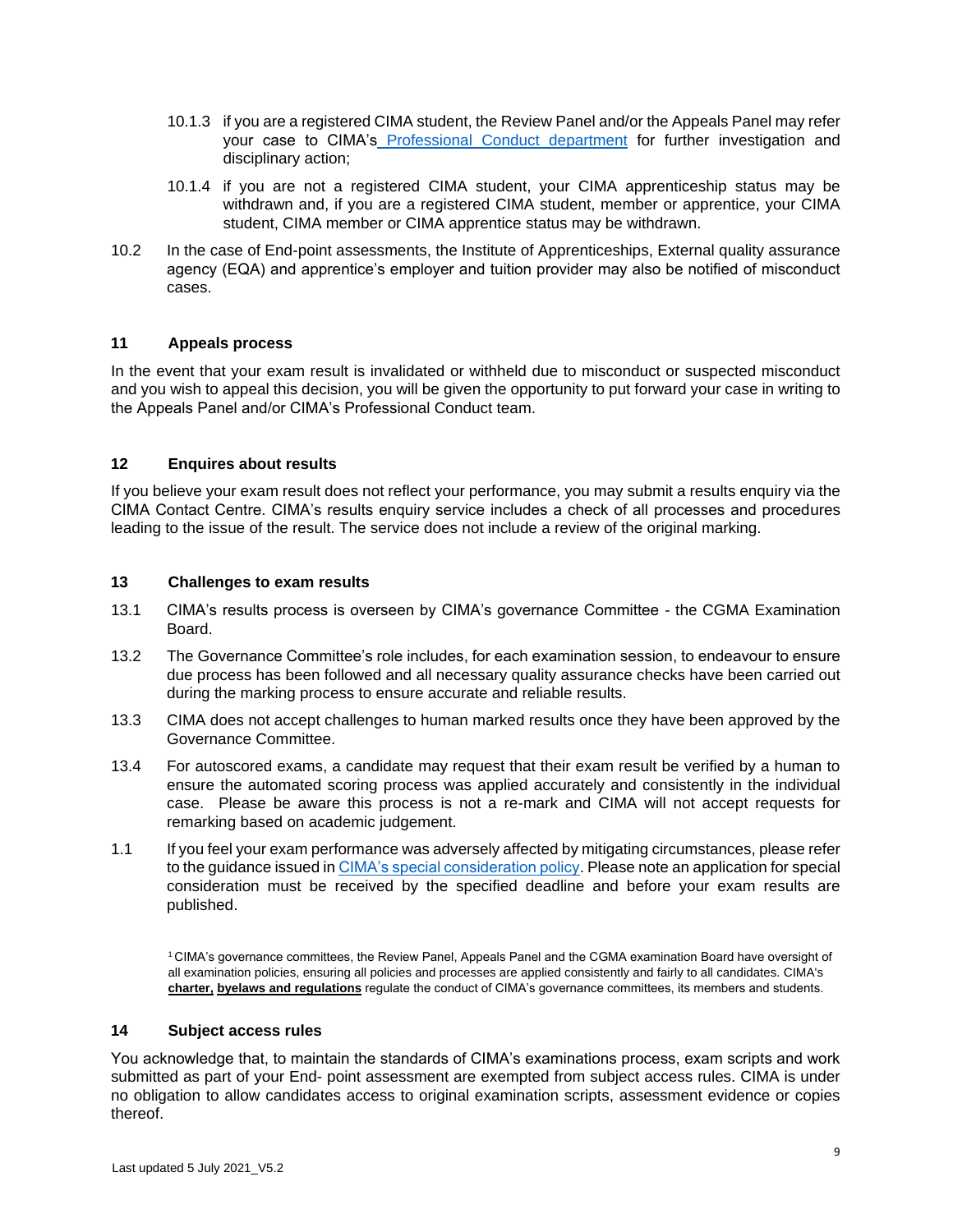10.1.3 if you are a registered CIMA student, the Review Panel and/or the Appeals Panel may refer your case to CIMA's Professional Conduct department for further investigation and disciplinary action;

10.1.4 if you are not a registered CIMA student, your CIMA apprenticeship status may be withdrawn and, if you are a registered CIMA student, member or apprentice, your CIMA student, CIMA member or CIMA apprentice status may be withdrawn.

10.2 In the case of End-point assessments, the Institute of Apprenticeships, External quality assurance agency (EQA) and apprentice's employer and tuition provider may also be notified of misconduct cases.

## 11 Appeals process

In the event that your exam result is invalidated or withheld due to misconduct or suspected misconduct and you wish to appeal this decision, you will be given the opportunity to put forward your case in writing to the Appeals Panel and/or CIMA's Professional Conduct team.

## 12 Enquires about results

If you believe your exam result does not reflect your performance, you may submit a results enquiry via the CIMA Contact Centre. CIMA's results enquiry service includes a check of all processes and procedures leading to the issue of the result. The service does not include a review of the original marking.

## 13 Challenges to exam results

13.1 CIMA's results process is overseen by CIMA's governance Committee - the CGMA Examination Board.

13.2 The Governance Committee's role includes, for each examination session, to endeavour to ensure due process has been followed and all necessary quality assurance checks have been carried out during the marking process to ensure accurate and reliable results.

13.3 CIMA does not accept challenges to human marked results once they have been approved by the Governance Committee.

13.4 For autoscored exams, a candidate may request that their exam result be verified by a human to ensure the automated scoring process was applied accurately and consistently in the individual case. Please be aware this process is not a re-mark and CIMA will not accept requests for remarking based on academic judgement.

1.1 If you feel your exam performance was adversely affected by mitigating circumstances, please refer to the guidance issued in CIMA's special consideration policy. Please note an application for special consideration must be received by the specified deadline and before your exam results are published.

[1] CIMA's governance committees, the Review Panel, Appeals Panel and the CGMA examination Board have oversight of all examination policies, ensuring all policies and processes are applied consistently and fairly to all candidates. CIMA's **charter, byelaws and regulations** regulate the conduct of CIMA's governance committees, its members and students.

## 14 Subject access rules

You acknowledge that, to maintain the standards of CIMA's examinations process, exam scripts and work submitted as part of your End- point assessment are exempted from subject access rules. CIMA is under no obligation to allow candidates access to original examination scripts, assessment evidence or copies thereof.

Last updated 5 July 2021_V5.2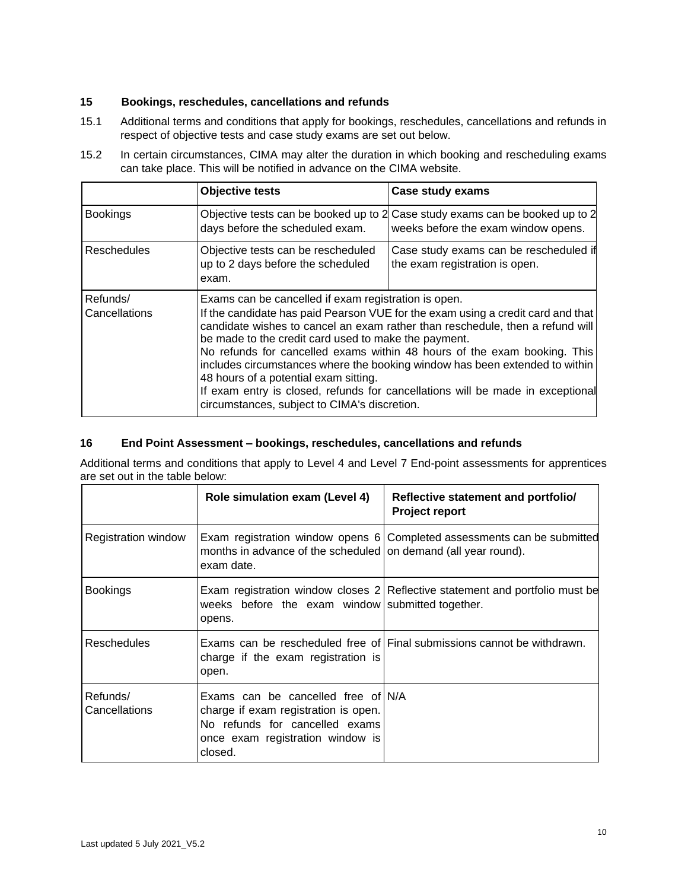## 15 Bookings, reschedules, cancellations and refunds

15.1 Additional terms and conditions that apply for bookings, reschedules, cancellations and refunds in respect of objective tests and case study exams are set out below.

15.2 In certain circumstances, CIMA may alter the duration in which booking and rescheduling exams can take place. This will be notified in advance on the CIMA website.

| | Objective tests | Case study exams |
|---|---|---|
| Bookings | Objective tests can be booked up to 2 days before the scheduled exam. | Case study exams can be booked up to 2 weeks before the exam window opens. |
| Reschedules | Objective tests can be rescheduled up to 2 days before the scheduled exam. | Case study exams can be rescheduled if the exam registration is open. |
| Refunds/ Cancellations | Exams can be cancelled if exam registration is open. If the candidate has paid Pearson VUE for the exam using a credit card and that candidate wishes to cancel an exam rather than reschedule, then a refund will be made to the credit card used to make the payment. No refunds for cancelled exams within 48 hours of the exam booking. This includes circumstances where the booking window has been extended to within 48 hours of a potential exam sitting. If exam entry is closed, refunds for cancellations will be made in exceptional circumstances, subject to CIMA's discretion. | |

## 16 End Point Assessment – bookings, reschedules, cancellations and refunds

Additional terms and conditions that apply to Level 4 and Level 7 End-point assessments for apprentices are set out in the table below:

| | Role simulation exam (Level 4) | Reflective statement and portfolio/ Project report |
|---|---|---|
| Registration window | Exam registration window opens 6 months in advance of the scheduled exam date. | Completed assessments can be submitted on demand (all year round). |
| Bookings | Exam registration window closes 2 weeks before the exam window opens. | Reflective statement and portfolio must be submitted together. |
| Reschedules | Exams can be rescheduled free of charge if the exam registration is open. | Final submissions cannot be withdrawn. |
| Refunds/ Cancellations | Exams can be cancelled free of charge if exam registration is open. No refunds for cancelled exams once exam registration window is closed. | N/A |

Last updated 5 July 2021_V5.2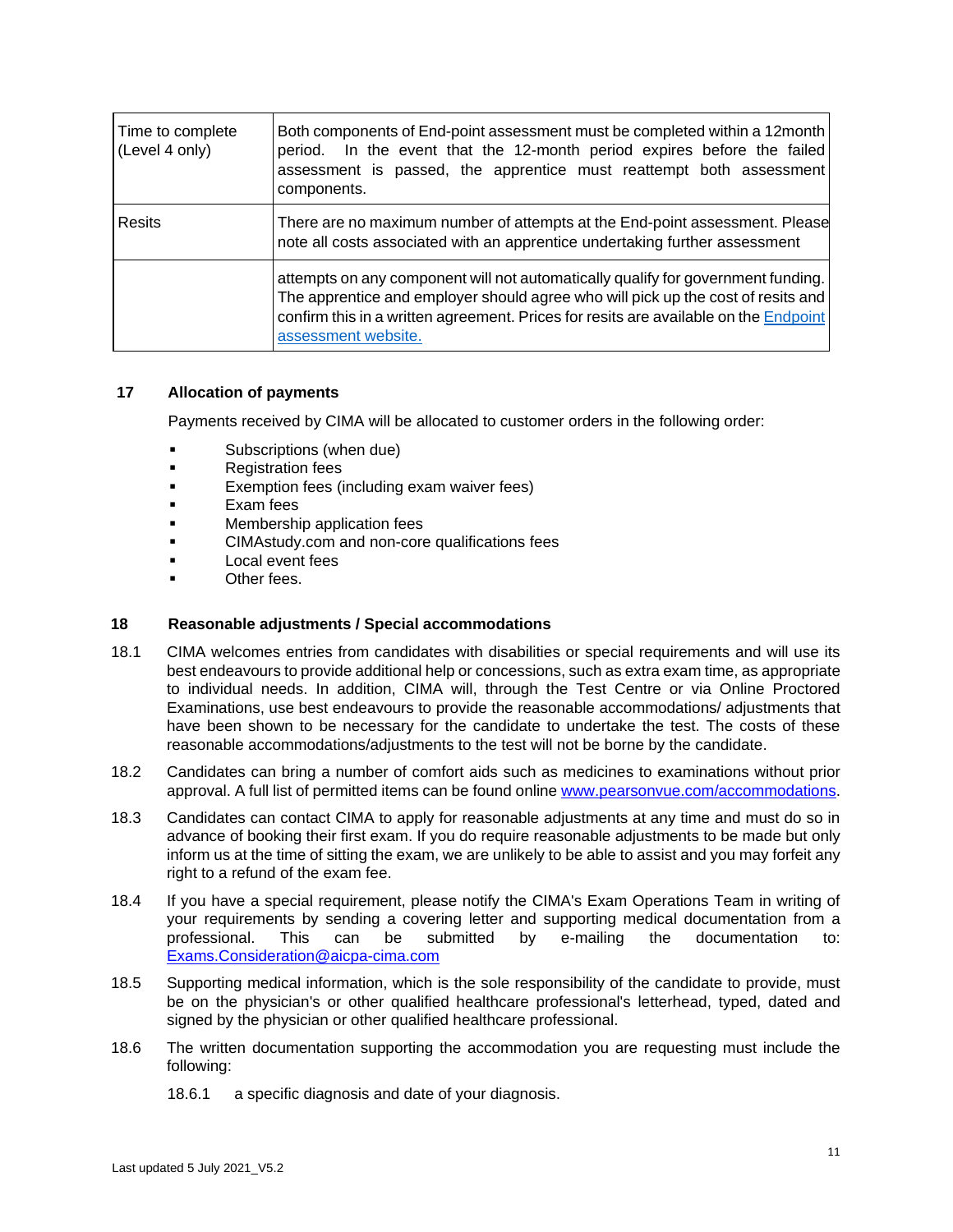| | |
|---|---|
| Time to complete (Level 4 only) | Both components of End-point assessment must be completed within a 12month period. In the event that the 12-month period expires before the failed assessment is passed, the apprentice must reattempt both assessment components. |
| Resits | There are no maximum number of attempts at the End-point assessment. Please note all costs associated with an apprentice undertaking further assessment |
| | attempts on any component will not automatically qualify for government funding. The apprentice and employer should agree who will pick up the cost of resits and confirm this in a written agreement. Prices for resits are available on the [Endpoint assessment website.]() |

## 17 Allocation of payments

Payments received by CIMA will be allocated to customer orders in the following order:

- Subscriptions (when due)
- Registration fees
- Exemption fees (including exam waiver fees)
- Exam fees
- Membership application fees
- CIMAstudy.com and non-core qualifications fees
- Local event fees
- Other fees.

## 18 Reasonable adjustments / Special accommodations

18.1 CIMA welcomes entries from candidates with disabilities or special requirements and will use its best endeavours to provide additional help or concessions, such as extra exam time, as appropriate to individual needs. In addition, CIMA will, through the Test Centre or via Online Proctored Examinations, use best endeavours to provide the reasonable accommodations/ adjustments that have been shown to be necessary for the candidate to undertake the test. The costs of these reasonable accommodations/adjustments to the test will not be borne by the candidate.

18.2 Candidates can bring a number of comfort aids such as medicines to examinations without prior approval. A full list of permitted items can be found online [www.pearsonvue.com/accommodations](www.pearsonvue.com/accommodations).

18.3 Candidates can contact CIMA to apply for reasonable adjustments at any time and must do so in advance of booking their first exam. If you do require reasonable adjustments to be made but only inform us at the time of sitting the exam, we are unlikely to be able to assist and you may forfeit any right to a refund of the exam fee.

18.4 If you have a special requirement, please notify the CIMA's Exam Operations Team in writing of your requirements by sending a covering letter and supporting medical documentation from a professional. This can be submitted by e-mailing the documentation to: [Exams.Consideration@aicpa-cima.com](mailto:Exams.Consideration@aicpa-cima.com)

18.5 Supporting medical information, which is the sole responsibility of the candidate to provide, must be on the physician's or other qualified healthcare professional's letterhead, typed, dated and signed by the physician or other qualified healthcare professional.

18.6 The written documentation supporting the accommodation you are requesting must include the following:

18.6.1 a specific diagnosis and date of your diagnosis.

Last updated 5 July 2021_V5.2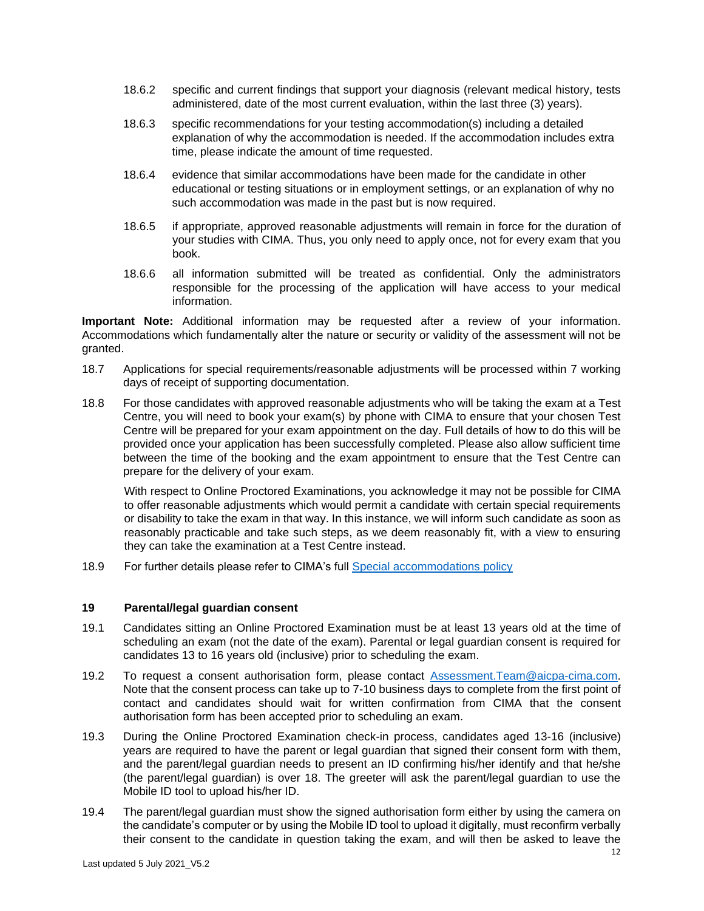18.6.2 specific and current findings that support your diagnosis (relevant medical history, tests administered, date of the most current evaluation, within the last three (3) years).

18.6.3 specific recommendations for your testing accommodation(s) including a detailed explanation of why the accommodation is needed. If the accommodation includes extra time, please indicate the amount of time requested.

18.6.4 evidence that similar accommodations have been made for the candidate in other educational or testing situations or in employment settings, or an explanation of why no such accommodation was made in the past but is now required.

18.6.5 if appropriate, approved reasonable adjustments will remain in force for the duration of your studies with CIMA. Thus, you only need to apply once, not for every exam that you book.

18.6.6 all information submitted will be treated as confidential. Only the administrators responsible for the processing of the application will have access to your medical information.

**Important Note:** Additional information may be requested after a review of your information. Accommodations which fundamentally alter the nature or security or validity of the assessment will not be granted.

18.7 Applications for special requirements/reasonable adjustments will be processed within 7 working days of receipt of supporting documentation.

18.8 For those candidates with approved reasonable adjustments who will be taking the exam at a Test Centre, you will need to book your exam(s) by phone with CIMA to ensure that your chosen Test Centre will be prepared for your exam appointment on the day. Full details of how to do this will be provided once your application has been successfully completed. Please also allow sufficient time between the time of the booking and the exam appointment to ensure that the Test Centre can prepare for the delivery of your exam.

With respect to Online Proctored Examinations, you acknowledge it may not be possible for CIMA to offer reasonable adjustments which would permit a candidate with certain special requirements or disability to take the exam in that way. In this instance, we will inform such candidate as soon as reasonably practicable and take such steps, as we deem reasonably fit, with a view to ensuring they can take the examination at a Test Centre instead.

18.9 For further details please refer to CIMA's full [Special accommodations policy]

## 19 Parental/legal guardian consent

19.1 Candidates sitting an Online Proctored Examination must be at least 13 years old at the time of scheduling an exam (not the date of the exam). Parental or legal guardian consent is required for candidates 13 to 16 years old (inclusive) prior to scheduling the exam.

19.2 To request a consent authorisation form, please contact Assessment.Team@aicpa-cima.com. Note that the consent process can take up to 7-10 business days to complete from the first point of contact and candidates should wait for written confirmation from CIMA that the consent authorisation form has been accepted prior to scheduling an exam.

19.3 During the Online Proctored Examination check-in process, candidates aged 13-16 (inclusive) years are required to have the parent or legal guardian that signed their consent form with them, and the parent/legal guardian needs to present an ID confirming his/her identify and that he/she (the parent/legal guardian) is over 18. The greeter will ask the parent/legal guardian to use the Mobile ID tool to upload his/her ID.

19.4 The parent/legal guardian must show the signed authorisation form either by using the camera on the candidate's computer or by using the Mobile ID tool to upload it digitally, must reconfirm verbally their consent to the candidate in question taking the exam, and will then be asked to leave the

Last updated 5 July 2021_V5.2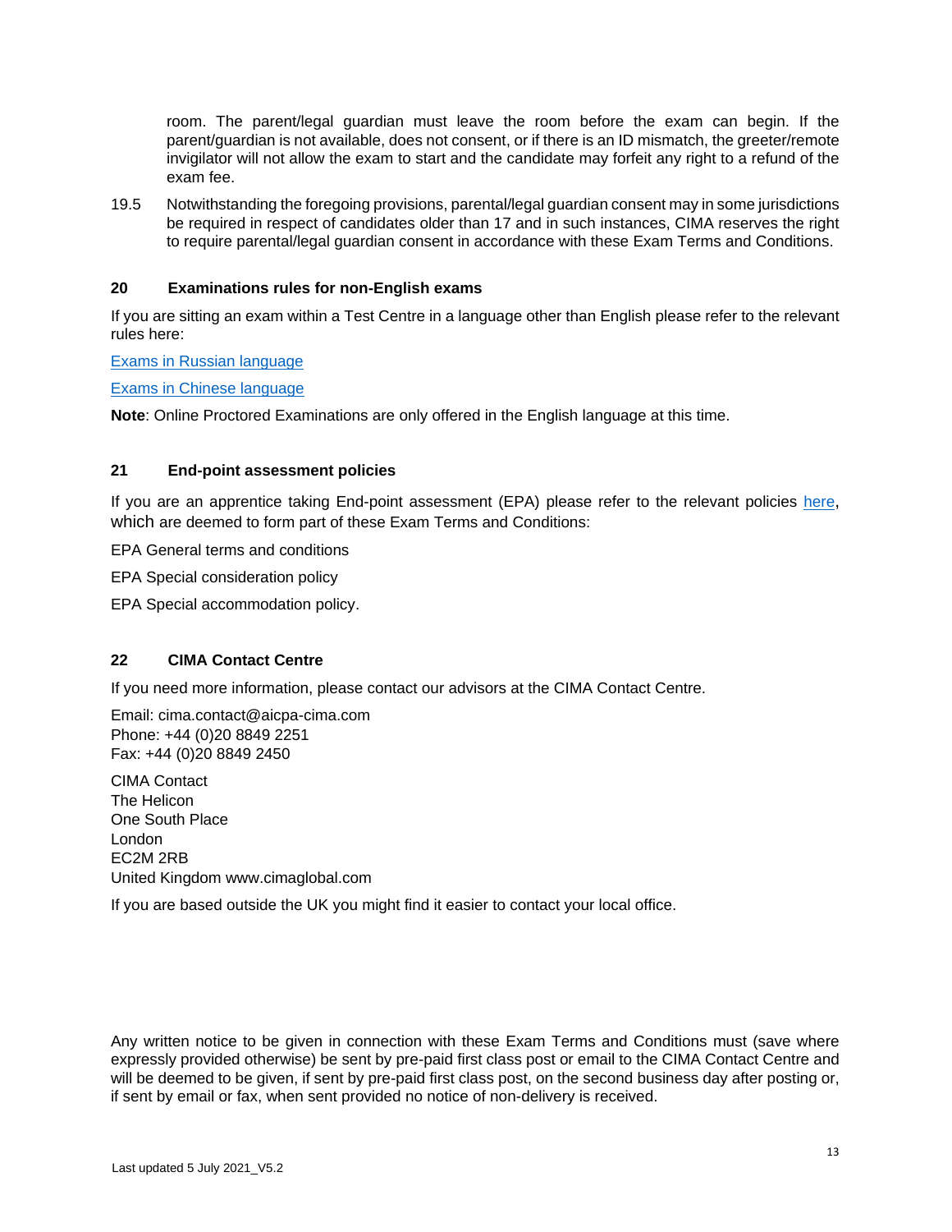room. The parent/legal guardian must leave the room before the exam can begin. If the parent/guardian is not available, does not consent, or if there is an ID mismatch, the greeter/remote invigilator will not allow the exam to start and the candidate may forfeit any right to a refund of the exam fee.

19.5 Notwithstanding the foregoing provisions, parental/legal guardian consent may in some jurisdictions be required in respect of candidates older than 17 and in such instances, CIMA reserves the right to require parental/legal guardian consent in accordance with these Exam Terms and Conditions.

## 20 Examinations rules for non-English exams

If you are sitting an exam within a Test Centre in a language other than English please refer to the relevant rules here:

Exams in Russian language

Exams in Chinese language

**Note**: Online Proctored Examinations are only offered in the English language at this time.

## 21 End-point assessment policies

If you are an apprentice taking End-point assessment (EPA) please refer to the relevant policies here, which are deemed to form part of these Exam Terms and Conditions:

EPA General terms and conditions

EPA Special consideration policy

EPA Special accommodation policy.

## 22 CIMA Contact Centre

If you need more information, please contact our advisors at the CIMA Contact Centre.

Email: cima.contact@aicpa-cima.com
Phone: +44 (0)20 8849 2251
Fax: +44 (0)20 8849 2450

CIMA Contact
The Helicon
One South Place
London
EC2M 2RB
United Kingdom www.cimaglobal.com

If you are based outside the UK you might find it easier to contact your local office.

Any written notice to be given in connection with these Exam Terms and Conditions must (save where expressly provided otherwise) be sent by pre-paid first class post or email to the CIMA Contact Centre and will be deemed to be given, if sent by pre-paid first class post, on the second business day after posting or, if sent by email or fax, when sent provided no notice of non-delivery is received.

Last updated 5 July 2021_V5.2